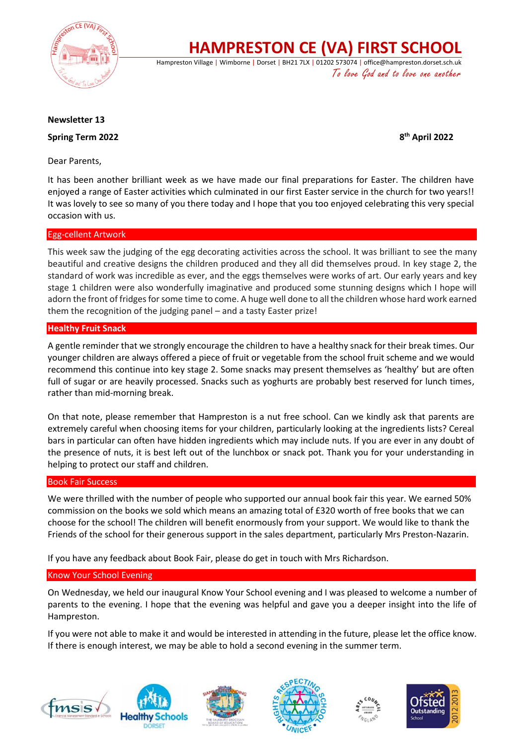# HAMPRESTON CE (VA) FIRST SCHOOL

Hampreston Village | Wimborne | Dorset | BH21 7LX | 01202 573074 | office@hampreston.dorset.sch.uk

*To love God and to love one another*

**Newsletter 13**

**Spring Term 2022** **8th April 2022**

Dear Parents,

It has been another brilliant week as we have made our final preparations for Easter. The children have enjoyed a range of Easter activities which culminated in our first Easter service in the church for two years!! It was lovely to see so many of you there today and I hope that you too enjoyed celebrating this very special occasion with us.

## Egg-cellent Artwork

This week saw the judging of the egg decorating activities across the school. It was brilliant to see the many beautiful and creative designs the children produced and they all did themselves proud. In key stage 2, the standard of work was incredible as ever, and the eggs themselves were works of art. Our early years and key stage 1 children were also wonderfully imaginative and produced some stunning designs which I hope will adorn the front of fridges for some time to come. A huge well done to all the children whose hard work earned them the recognition of the judging panel – and a tasty Easter prize!

## Healthy Fruit Snack

A gentle reminder that we strongly encourage the children to have a healthy snack for their break times. Our younger children are always offered a piece of fruit or vegetable from the school fruit scheme and we would recommend this continue into key stage 2. Some snacks may present themselves as 'healthy' but are often full of sugar or are heavily processed. Snacks such as yoghurts are probably best reserved for lunch times, rather than mid-morning break.

On that note, please remember that Hampreston is a nut free school. Can we kindly ask that parents are extremely careful when choosing items for your children, particularly looking at the ingredients lists? Cereal bars in particular can often have hidden ingredients which may include nuts. If you are ever in any doubt of the presence of nuts, it is best left out of the lunchbox or snack pot. Thank you for your understanding in helping to protect our staff and children.

## Book Fair Success

We were thrilled with the number of people who supported our annual book fair this year. We earned 50% commission on the books we sold which means an amazing total of £320 worth of free books that we can choose for the school! The children will benefit enormously from your support. We would like to thank the Friends of the school for their generous support in the sales department, particularly Mrs Preston-Nazarin.

If you have any feedback about Book Fair, please do get in touch with Mrs Richardson.

## Know Your School Evening

On Wednesday, we held our inaugural Know Your School evening and I was pleased to welcome a number of parents to the evening. I hope that the evening was helpful and gave you a deeper insight into the life of Hampreston.

If you were not able to make it and would be interested in attending in the future, please let the office know. If there is enough interest, we may be able to hold a second evening in the summer term.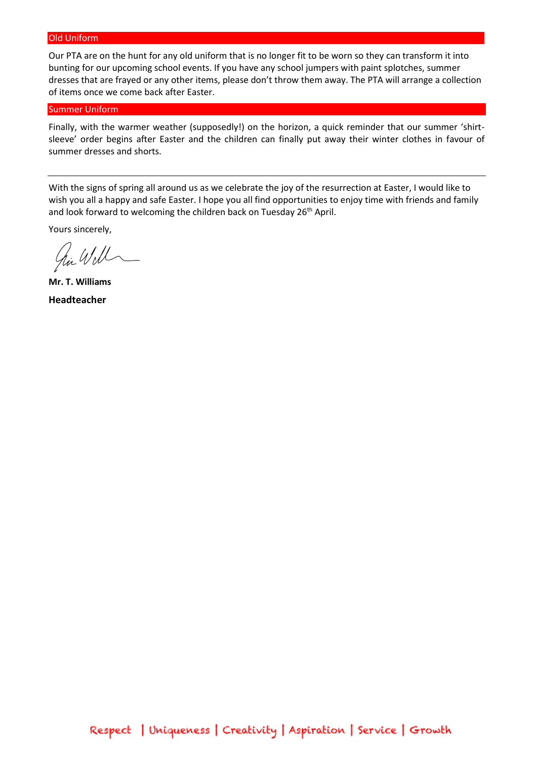## Old Uniform

Our PTA are on the hunt for any old uniform that is no longer fit to be worn so they can transform it into bunting for our upcoming school events. If you have any school jumpers with paint splotches, summer dresses that are frayed or any other items, please don't throw them away. The PTA will arrange a collection of items once we come back after Easter.

## Summer Uniform

Finally, with the warmer weather (supposedly!) on the horizon, a quick reminder that our summer 'shirt-sleeve' order begins after Easter and the children can finally put away their winter clothes in favour of summer dresses and shorts.

---

With the signs of spring all around us as we celebrate the joy of the resurrection at Easter, I would like to wish you all a happy and safe Easter. I hope you all find opportunities to enjoy time with friends and family and look forward to welcoming the children back on Tuesday 26th April.

Yours sincerely,

**Mr. T. Williams**

**Headteacher**

Respect | Uniqueness | Creativity | Aspiration | Service | Growth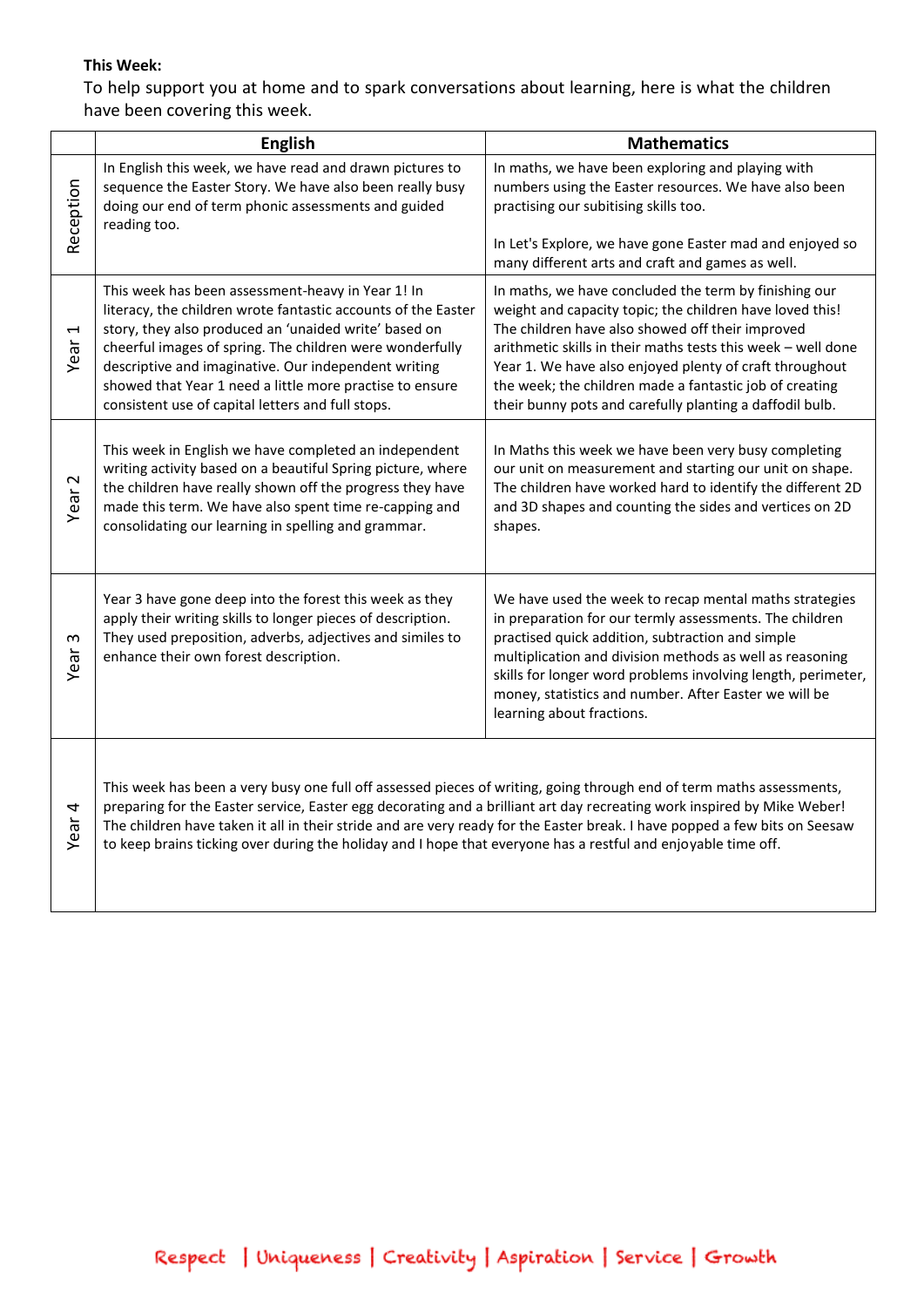**This Week:**

To help support you at home and to spark conversations about learning, here is what the children have been covering this week.

| | English | Mathematics |
|---|---|---|
| Reception | In English this week, we have read and drawn pictures to sequence the Easter Story. We have also been really busy doing our end of term phonic assessments and guided reading too. | In maths, we have been exploring and playing with numbers using the Easter resources. We have also been practising our subitising skills too.<br><br>In Let's Explore, we have gone Easter mad and enjoyed so many different arts and craft and games as well. |
| Year 1 | This week has been assessment-heavy in Year 1! In literacy, the children wrote fantastic accounts of the Easter story, they also produced an 'unaided write' based on cheerful images of spring. The children were wonderfully descriptive and imaginative. Our independent writing showed that Year 1 need a little more practise to ensure consistent use of capital letters and full stops. | In maths, we have concluded the term by finishing our weight and capacity topic; the children have loved this! The children have also showed off their improved arithmetic skills in their maths tests this week – well done Year 1. We have also enjoyed plenty of craft throughout the week; the children made a fantastic job of creating their bunny pots and carefully planting a daffodil bulb. |
| Year 2 | This week in English we have completed an independent writing activity based on a beautiful Spring picture, where the children have really shown off the progress they have made this term. We have also spent time re-capping and consolidating our learning in spelling and grammar. | In Maths this week we have been very busy completing our unit on measurement and starting our unit on shape. The children have worked hard to identify the different 2D and 3D shapes and counting the sides and vertices on 2D shapes. |
| Year 3 | Year 3 have gone deep into the forest this week as they apply their writing skills to longer pieces of description. They used preposition, adverbs, adjectives and similes to enhance their own forest description. | We have used the week to recap mental maths strategies in preparation for our termly assessments. The children practised quick addition, subtraction and simple multiplication and division methods as well as reasoning skills for longer word problems involving length, perimeter, money, statistics and number. After Easter we will be learning about fractions. |
| Year 4 | This week has been a very busy one full off assessed pieces of writing, going through end of term maths assessments, preparing for the Easter service, Easter egg decorating and a brilliant art day recreating work inspired by Mike Weber! The children have taken it all in their stride and are very ready for the Easter break. I have popped a few bits on Seesaw to keep brains ticking over during the holiday and I hope that everyone has a restful and enjoyable time off. | |

Respect | Uniqueness | Creativity | Aspiration | Service | Growth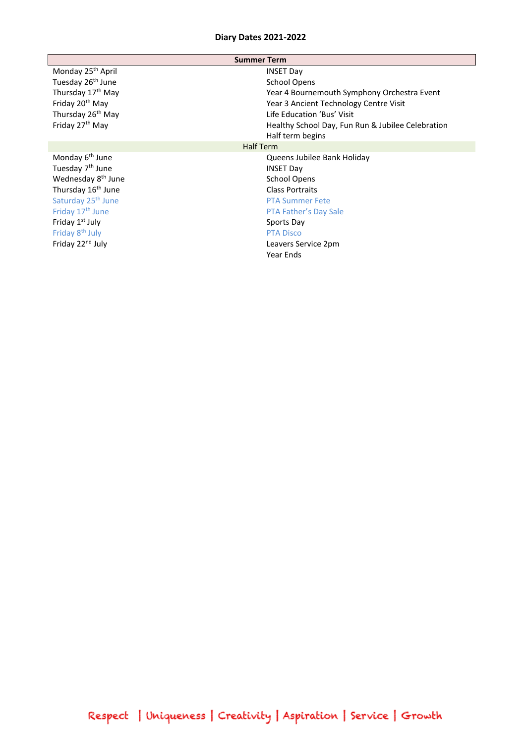**Diary Dates 2021-2022**

| Summer Term | |
|---|---|
| Monday 25th April | INSET Day |
| Tuesday 26th June | School Opens |
| Thursday 17th May | Year 4 Bournemouth Symphony Orchestra Event |
| Friday 20th May | Year 3 Ancient Technology Centre Visit |
| Thursday 26th May | Life Education ‘Bus’ Visit |
| Friday 27th May | Healthy School Day, Fun Run & Jubilee Celebration |
| | Half term begins |
| Half Term | |
| Monday 6th June | Queens Jubilee Bank Holiday |
| Tuesday 7th June | INSET Day |
| Wednesday 8th June | School Opens |
| Thursday 16th June | Class Portraits |
| Saturday 25th June | PTA Summer Fete |
| Friday 17th June | PTA Father’s Day Sale |
| Friday 1st July | Sports Day |
| Friday 8th July | PTA Disco |
| Friday 22nd July | Leavers Service 2pm |
| | Year Ends |

Respect | Uniqueness | Creativity | Aspiration | Service | Growth